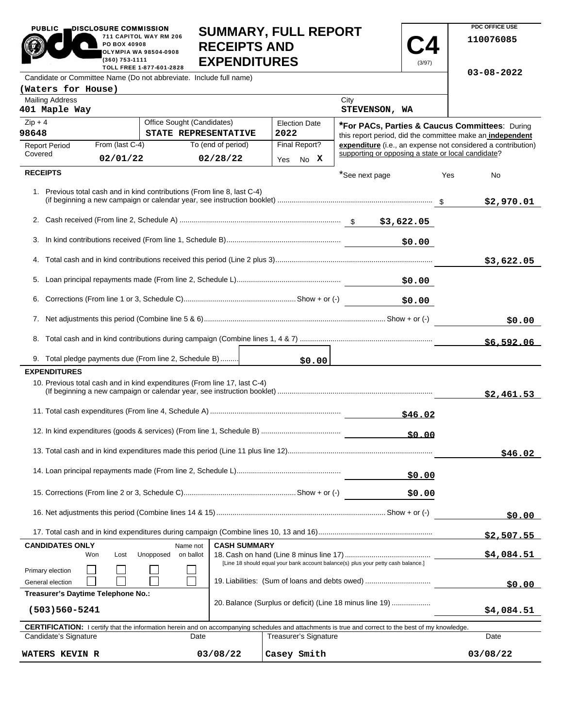PUBLIC DISCLOSURE COMMISSION
711 CAPITOL WAY RM 206
PO BOX 40908
OLYMPIA WA 98504-0908
(360) 753-1111
TOLL FREE 1-877-601-2828

# SUMMARY, FULL REPORT RECEIPTS AND EXPENDITURES

**C4** (3/97)

PDC OFFICE USE
110076085
03-08-2022

Candidate or Committee Name (Do not abbreviate. Include full name)
**(Waters for House)**

| Mailing Address | City |
|---|---|
| 401 Maple Way | STEVENSON, WA |

| Zip + 4 | Office Sought (Candidates) | Election Date |
|---|---|---|
| 98648 | STATE REPRESENTATIVE | 2022 |

| Report Period Covered | From (last C-4) | To (end of period) | Final Report? |
|---|---|---|---|
| | 02/01/22 | 02/28/22 | Yes No X |

***For PACs, Parties & Caucus Committees**: During this report period, did the committee make an **independent expenditure** (i.e., an expense not considered a contribution) supporting or opposing a state or local candidate?

## RECEIPTS

*See next page Yes No

| Line | Description | Amount | Total |
|---|---|---|---|
| 1. | Previous total cash and in kind contributions (From line 8, last C-4) (if beginning a new campaign or calendar year, see instruction booklet) | | $2,970.01 |
| 2. | Cash received (From line 2, Schedule A) | $3,622.05 | |
| 3. | In kind contributions received (From line 1, Schedule B) | $0.00 | |
| 4. | Total cash and in kind contributions received this period (Line 2 plus 3) | | $3,622.05 |
| 5. | Loan principal repayments made (From line 2, Schedule L) | $0.00 | |
| 6. | Corrections (From line 1 or 3, Schedule C) Show + or (-) | $0.00 | |
| 7. | Net adjustments this period (Combine line 5 & 6) Show + or (-) | | $0.00 |
| 8. | Total cash and in kind contributions during campaign (Combine lines 1, 4 & 7) | | $6,592.06 |
| 9. | Total pledge payments due (From line 2, Schedule B) | $0.00 | |

## EXPENDITURES

| Line | Description | Amount | Total |
|---|---|---|---|
| 10. | Previous total cash and in kind expenditures (From line 17, last C-4) (If beginning a new campaign or calendar year, see instruction booklet) | | $2,461.53 |
| 11. | Total cash expenditures (From line 4, Schedule A) | $46.02 | |
| 12. | In kind expenditures (goods & services) (From line 1, Schedule B) | $0.00 | |
| 13. | Total cash and in kind expenditures made this period (Line 11 plus line 12) | | $46.02 |
| 14. | Loan principal repayments made (From line 2, Schedule L) | $0.00 | |
| 15. | Corrections (From line 2 or 3, Schedule C) Show + or (-) | $0.00 | |
| 16. | Net adjustments this period (Combine lines 14 & 15) Show + or (-) | | $0.00 |
| 17. | Total cash and in kind expenditures during campaign (Combine lines 10, 13 and 16) | | $2,507.55 |

**CANDIDATES ONLY**

| | Won | Lost | Unopposed | Name not on ballot |
|---|---|---|---|---|
| Primary election | ☐ | ☐ | ☐ | ☐ |
| General election | ☐ | ☐ | ☐ | ☐ |

**Treasurer's Daytime Telephone No.:** (503)560-5241

**CASH SUMMARY**

| Line | Description | Amount |
|---|---|---|
| 18. | Cash on hand (Line 8 minus line 17) [Line 18 should equal your bank account balance(s) plus your petty cash balance.] | $4,084.51 |
| 19. | Liabilities: (Sum of loans and debts owed) | $0.00 |
| 20. | Balance (Surplus or deficit) (Line 18 minus line 19) | $4,084.51 |

**CERTIFICATION:** I certify that the information herein and on accompanying schedules and attachments is true and correct to the best of my knowledge.

| Candidate's Signature | Date | Treasurer's Signature | Date |
|---|---|---|---|
| WATERS KEVIN R | 03/08/22 | Casey Smith | 03/08/22 |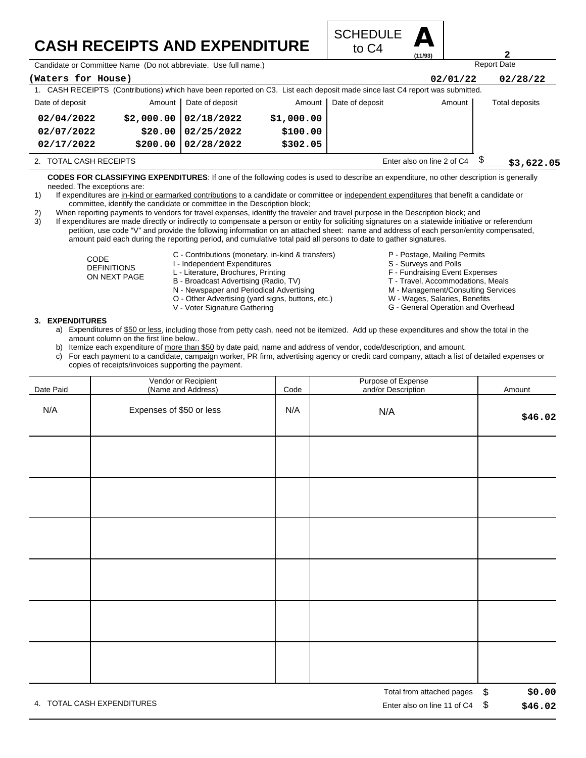# CASH RECEIPTS AND EXPENDITURE

SCHEDULE A to C4 (11/93)

Candidate or Committee Name (Do not abbreviate. Use full name.): **(Waters for House)**

Report Date: **02/01/22** **02/28/22**

1. CASH RECEIPTS (Contributions) which have been reported on C3. List each deposit made since last C4 report was submitted.

| Date of deposit | Amount | Date of deposit | Amount | Date of deposit | Amount | Total deposits |
|---|---|---|---|---|---|---|
| 02/04/2022 | $2,000.00 | 02/18/2022 | $1,000.00 | | | |
| 02/07/2022 | $20.00 | 02/25/2022 | $100.00 | | | |
| 02/17/2022 | $200.00 | 02/28/2022 | $302.05 | | | |

2. TOTAL CASH RECEIPTS — Enter also on line 2 of C4 $ **$3,622.05**

**CODES FOR CLASSIFYING EXPENDITURES**: If one of the following codes is used to describe an expenditure, no other description is generally needed. The exceptions are:

1) If expenditures are in-kind or earmarked contributions to a candidate or committee or independent expenditures that benefit a candidate or committee, identify the candidate or committee in the Description block;
2) When reporting payments to vendors for travel expenses, identify the traveler and travel purpose in the Description block; and
3) If expenditures are made directly or indirectly to compensate a person or entity for soliciting signatures on a statewide initiative or referendum petition, use code "V" and provide the following information on an attached sheet: name and address of each person/entity compensated, amount paid each during the reporting period, and cumulative total paid all persons to date to gather signatures.

CODE DEFINITIONS ON NEXT PAGE

- C - Contributions (monetary, in-kind & transfers)
- I - Independent Expenditures
- L - Literature, Brochures, Printing
- B - Broadcast Advertising (Radio, TV)
- N - Newspaper and Periodical Advertising
- O - Other Advertising (yard signs, buttons, etc.)
- V - Voter Signature Gathering
- P - Postage, Mailing Permits
- S - Surveys and Polls
- F - Fundraising Event Expenses
- T - Travel, Accommodations, Meals
- M - Management/Consulting Services
- W - Wages, Salaries, Benefits
- G - General Operation and Overhead

**3. EXPENDITURES**

a) Expenditures of $50 or less, including those from petty cash, need not be itemized. Add up these expenditures and show the total in the amount column on the first line below..
b) Itemize each expenditure of more than $50 by date paid, name and address of vendor, code/description, and amount.
c) For each payment to a candidate, campaign worker, PR firm, advertising agency or credit card company, attach a list of detailed expenses or copies of receipts/invoices supporting the payment.

| Date Paid | Vendor or Recipient (Name and Address) | Code | Purpose of Expense and/or Description | Amount |
|---|---|---|---|---|
| N/A | Expenses of $50 or less | N/A | N/A | $46.02 |
| | | | | |
| | | | | |
| | | | | |
| | | | | |
| | | | | |
| | | | | |

Total from attached pages $ **$0.00**

4. TOTAL CASH EXPENDITURES — Enter also on line 11 of C4 $ **$46.02**